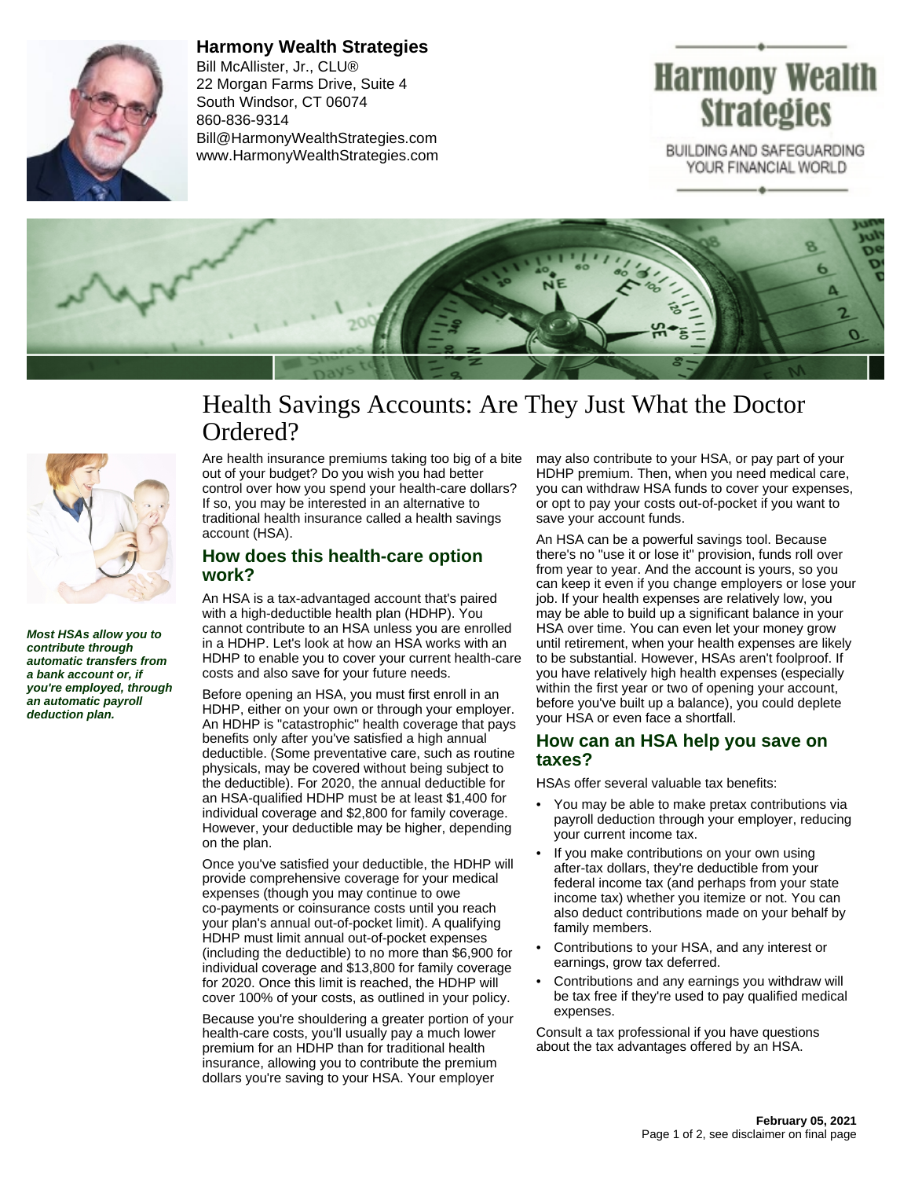**Harmony Wealth Strategies**
Bill McAllister, Jr., CLU®
22 Morgan Farms Drive, Suite 4
South Windsor, CT 06074
860-836-9314
Bill@HarmonyWealthStrategies.com
www.HarmonyWealthStrategies.com

Harmony Wealth Strategies

BUILDING AND SAFEGUARDING YOUR FINANCIAL WORLD

# Health Savings Accounts: Are They Just What the Doctor Ordered?

***Most HSAs allow you to contribute through automatic transfers from a bank account or, if you're employed, through an automatic payroll deduction plan.***

Are health insurance premiums taking too big of a bite out of your budget? Do you wish you had better control over how you spend your health-care dollars? If so, you may be interested in an alternative to traditional health insurance called a health savings account (HSA).

## How does this health-care option work?

An HSA is a tax-advantaged account that's paired with a high-deductible health plan (HDHP). You cannot contribute to an HSA unless you are enrolled in a HDHP. Let's look at how an HSA works with an HDHP to enable you to cover your current health-care costs and also save for your future needs.

Before opening an HSA, you must first enroll in an HDHP, either on your own or through your employer. An HDHP is "catastrophic" health coverage that pays benefits only after you've satisfied a high annual deductible. (Some preventative care, such as routine physicals, may be covered without being subject to the deductible). For 2020, the annual deductible for an HSA-qualified HDHP must be at least $1,400 for individual coverage and $2,800 for family coverage. However, your deductible may be higher, depending on the plan.

Once you've satisfied your deductible, the HDHP will provide comprehensive coverage for your medical expenses (though you may continue to owe co-payments or coinsurance costs until you reach your plan's annual out-of-pocket limit). A qualifying HDHP must limit annual out-of-pocket expenses (including the deductible) to no more than $6,900 for individual coverage and $13,800 for family coverage for 2020. Once this limit is reached, the HDHP will cover 100% of your costs, as outlined in your policy.

Because you're shouldering a greater portion of your health-care costs, you'll usually pay a much lower premium for an HDHP than for traditional health insurance, allowing you to contribute the premium dollars you're saving to your HSA. Your employer may also contribute to your HSA, or pay part of your HDHP premium. Then, when you need medical care, you can withdraw HSA funds to cover your expenses, or opt to pay your costs out-of-pocket if you want to save your account funds.

An HSA can be a powerful savings tool. Because there's no "use it or lose it" provision, funds roll over from year to year. And the account is yours, so you can keep it even if you change employers or lose your job. If your health expenses are relatively low, you may be able to build up a significant balance in your HSA over time. You can even let your money grow until retirement, when your health expenses are likely to be substantial. However, HSAs aren't foolproof. If you have relatively high health expenses (especially within the first year or two of opening your account, before you've built up a balance), you could deplete your HSA or even face a shortfall.

## How can an HSA help you save on taxes?

HSAs offer several valuable tax benefits:

- You may be able to make pretax contributions via payroll deduction through your employer, reducing your current income tax.
- If you make contributions on your own using after-tax dollars, they're deductible from your federal income tax (and perhaps from your state income tax) whether you itemize or not. You can also deduct contributions made on your behalf by family members.
- Contributions to your HSA, and any interest or earnings, grow tax deferred.
- Contributions and any earnings you withdraw will be tax free if they're used to pay qualified medical expenses.

Consult a tax professional if you have questions about the tax advantages offered by an HSA.

**February 05, 2021**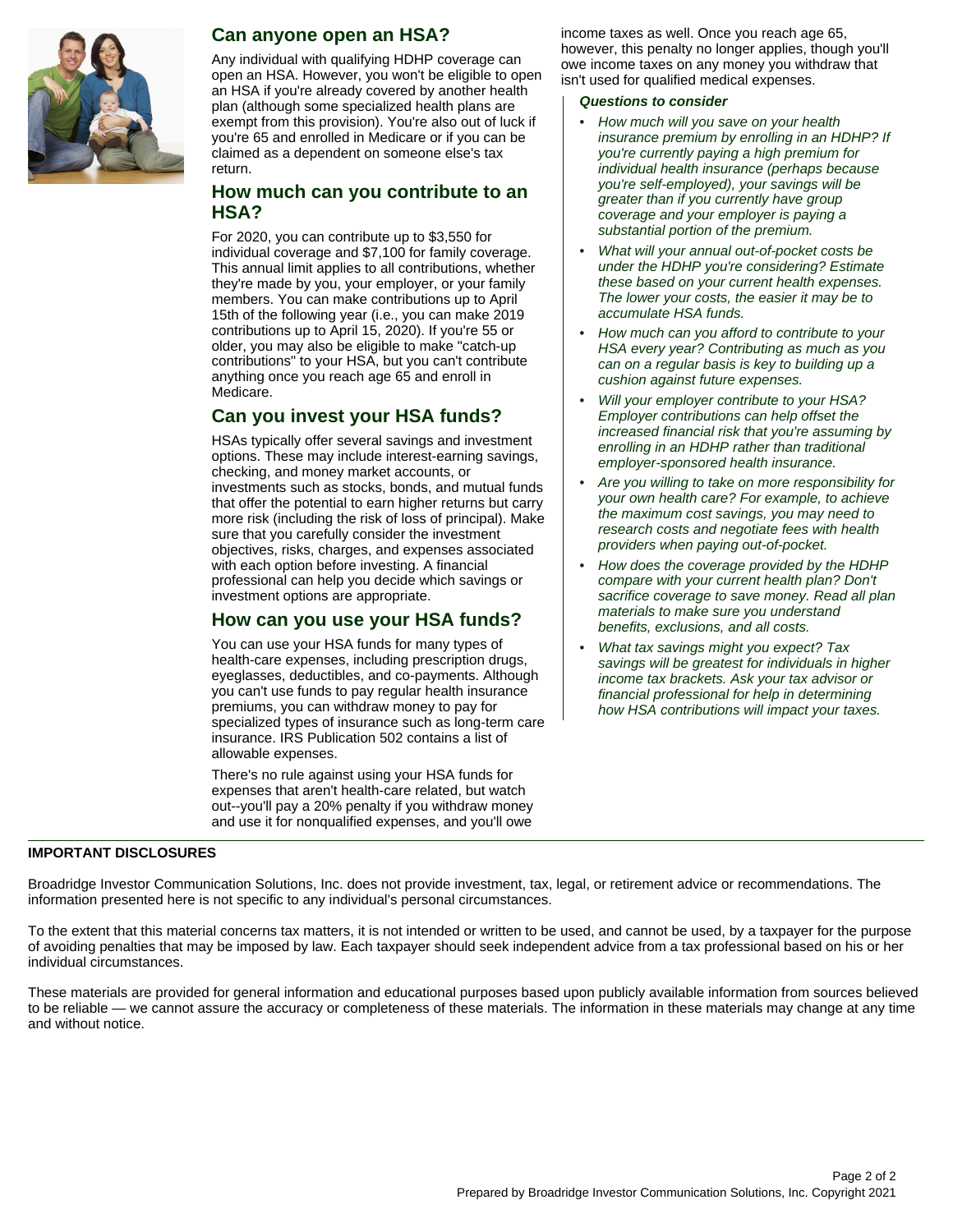## Can anyone open an HSA?

Any individual with qualifying HDHP coverage can open an HSA. However, you won't be eligible to open an HSA if you're already covered by another health plan (although some specialized health plans are exempt from this provision). You're also out of luck if you're 65 and enrolled in Medicare or if you can be claimed as a dependent on someone else's tax return.

## How much can you contribute to an HSA?

For 2020, you can contribute up to $3,550 for individual coverage and $7,100 for family coverage. This annual limit applies to all contributions, whether they're made by you, your employer, or your family members. You can make contributions up to April 15th of the following year (i.e., you can make 2019 contributions up to April 15, 2020). If you're 55 or older, you may also be eligible to make "catch-up contributions" to your HSA, but you can't contribute anything once you reach age 65 and enroll in Medicare.

## Can you invest your HSA funds?

HSAs typically offer several savings and investment options. These may include interest-earning savings, checking, and money market accounts, or investments such as stocks, bonds, and mutual funds that offer the potential to earn higher returns but carry more risk (including the risk of loss of principal). Make sure that you carefully consider the investment objectives, risks, charges, and expenses associated with each option before investing. A financial professional can help you decide which savings or investment options are appropriate.

## How can you use your HSA funds?

You can use your HSA funds for many types of health-care expenses, including prescription drugs, eyeglasses, deductibles, and co-payments. Although you can't use funds to pay regular health insurance premiums, you can withdraw money to pay for specialized types of insurance such as long-term care insurance. IRS Publication 502 contains a list of allowable expenses.

There's no rule against using your HSA funds for expenses that aren't health-care related, but watch out--you'll pay a 20% penalty if you withdraw money and use it for nonqualified expenses, and you'll owe income taxes as well. Once you reach age 65, however, this penalty no longer applies, though you'll owe income taxes on any money you withdraw that isn't used for qualified medical expenses.

***Questions to consider***

- *How much will you save on your health insurance premium by enrolling in an HDHP? If you're currently paying a high premium for individual health insurance (perhaps because you're self-employed), your savings will be greater than if you currently have group coverage and your employer is paying a substantial portion of the premium.*
- *What will your annual out-of-pocket costs be under the HDHP you're considering? Estimate these based on your current health expenses. The lower your costs, the easier it may be to accumulate HSA funds.*
- *How much can you afford to contribute to your HSA every year? Contributing as much as you can on a regular basis is key to building up a cushion against future expenses.*
- *Will your employer contribute to your HSA? Employer contributions can help offset the increased financial risk that you're assuming by enrolling in an HDHP rather than traditional employer-sponsored health insurance.*
- *Are you willing to take on more responsibility for your own health care? For example, to achieve the maximum cost savings, you may need to research costs and negotiate fees with health providers when paying out-of-pocket.*
- *How does the coverage provided by the HDHP compare with your current health plan? Don't sacrifice coverage to save money. Read all plan materials to make sure you understand benefits, exclusions, and all costs.*
- *What tax savings might you expect? Tax savings will be greatest for individuals in higher income tax brackets. Ask your tax advisor or financial professional for help in determining how HSA contributions will impact your taxes.*

**IMPORTANT DISCLOSURES**

Broadridge Investor Communication Solutions, Inc. does not provide investment, tax, legal, or retirement advice or recommendations. The information presented here is not specific to any individual's personal circumstances.

To the extent that this material concerns tax matters, it is not intended or written to be used, and cannot be used, by a taxpayer for the purpose of avoiding penalties that may be imposed by law. Each taxpayer should seek independent advice from a tax professional based on his or her individual circumstances.

These materials are provided for general information and educational purposes based upon publicly available information from sources believed to be reliable — we cannot assure the accuracy or completeness of these materials. The information in these materials may change at any time and without notice.

Prepared by Broadridge Investor Communication Solutions, Inc. Copyright 2021